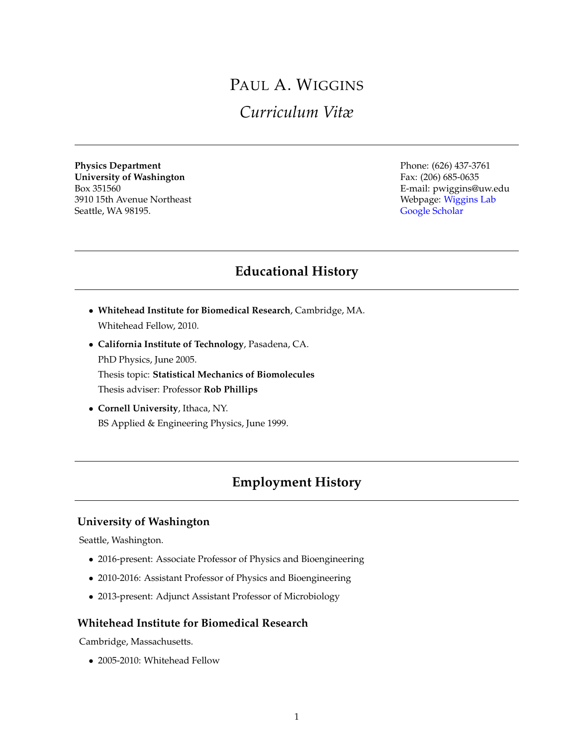# Paul A. Wiggins

## *Curriculum Vitæ*

---

**Physics Department**
**University of Washington**
Box 351560
3910 15th Avenue Northeast
Seattle, WA 98195.

Phone: (626) 437-3761
Fax: (206) 685-0635
E-mail: pwiggins@uw.edu
Webpage: Wiggins Lab
Google Scholar

---

## Educational History

---

- **Whitehead Institute for Biomedical Research**, Cambridge, MA.
  Whitehead Fellow, 2010.
- **California Institute of Technology**, Pasadena, CA.
  PhD Physics, June 2005.
  Thesis topic: **Statistical Mechanics of Biomolecules**
  Thesis adviser: Professor **Rob Phillips**
- **Cornell University**, Ithaca, NY.
  BS Applied & Engineering Physics, June 1999.

---

## Employment History

---

### University of Washington

Seattle, Washington.

- 2016-present: Associate Professor of Physics and Bioengineering
- 2010-2016: Assistant Professor of Physics and Bioengineering
- 2013-present: Adjunct Assistant Professor of Microbiology

### Whitehead Institute for Biomedical Research

Cambridge, Massachusetts.

- 2005-2010: Whitehead Fellow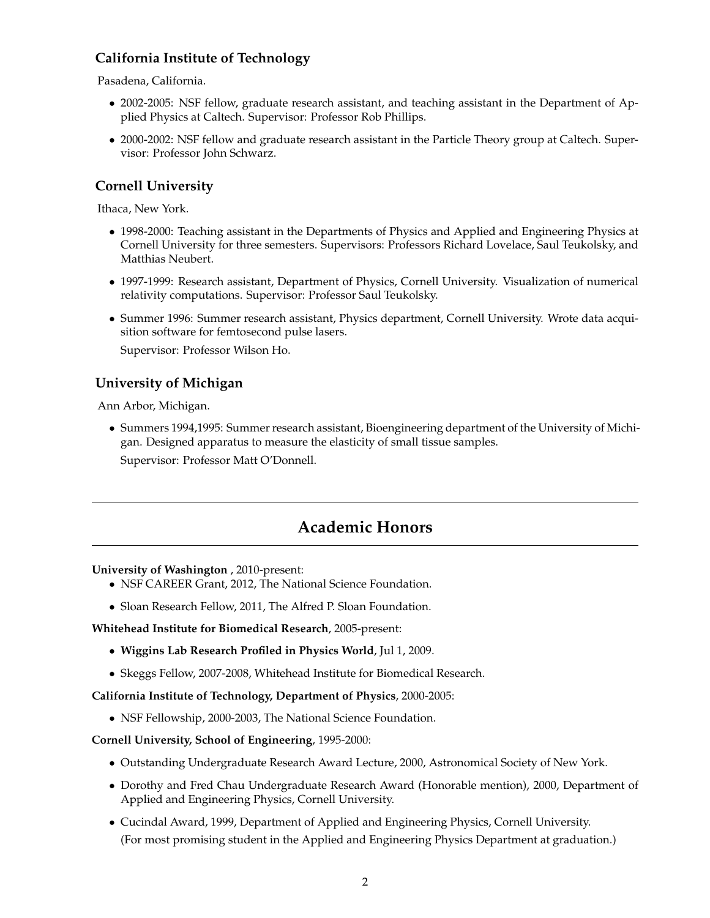### California Institute of Technology

Pasadena, California.

- 2002-2005: NSF fellow, graduate research assistant, and teaching assistant in the Department of Applied Physics at Caltech. Supervisor: Professor Rob Phillips.
- 2000-2002: NSF fellow and graduate research assistant in the Particle Theory group at Caltech. Supervisor: Professor John Schwarz.

### Cornell University

Ithaca, New York.

- 1998-2000: Teaching assistant in the Departments of Physics and Applied and Engineering Physics at Cornell University for three semesters. Supervisors: Professors Richard Lovelace, Saul Teukolsky, and Matthias Neubert.
- 1997-1999: Research assistant, Department of Physics, Cornell University. Visualization of numerical relativity computations. Supervisor: Professor Saul Teukolsky.
- Summer 1996: Summer research assistant, Physics department, Cornell University. Wrote data acquisition software for femtosecond pulse lasers.

  Supervisor: Professor Wilson Ho.

### University of Michigan

Ann Arbor, Michigan.

- Summers 1994,1995: Summer research assistant, Bioengineering department of the University of Michigan. Designed apparatus to measure the elasticity of small tissue samples.

  Supervisor: Professor Matt O'Donnell.

---

## Academic Honors

---

**University of Washington** , 2010-present:

- NSF CAREER Grant, 2012, The National Science Foundation.
- Sloan Research Fellow, 2011, The Alfred P. Sloan Foundation.

**Whitehead Institute for Biomedical Research**, 2005-present:

- **Wiggins Lab Research Profiled in Physics World**, Jul 1, 2009.
- Skeggs Fellow, 2007-2008, Whitehead Institute for Biomedical Research.

**California Institute of Technology, Department of Physics**, 2000-2005:

- NSF Fellowship, 2000-2003, The National Science Foundation.

**Cornell University, School of Engineering**, 1995-2000:

- Outstanding Undergraduate Research Award Lecture, 2000, Astronomical Society of New York.
- Dorothy and Fred Chau Undergraduate Research Award (Honorable mention), 2000, Department of Applied and Engineering Physics, Cornell University.
- Cucindal Award, 1999, Department of Applied and Engineering Physics, Cornell University.

  (For most promising student in the Applied and Engineering Physics Department at graduation.)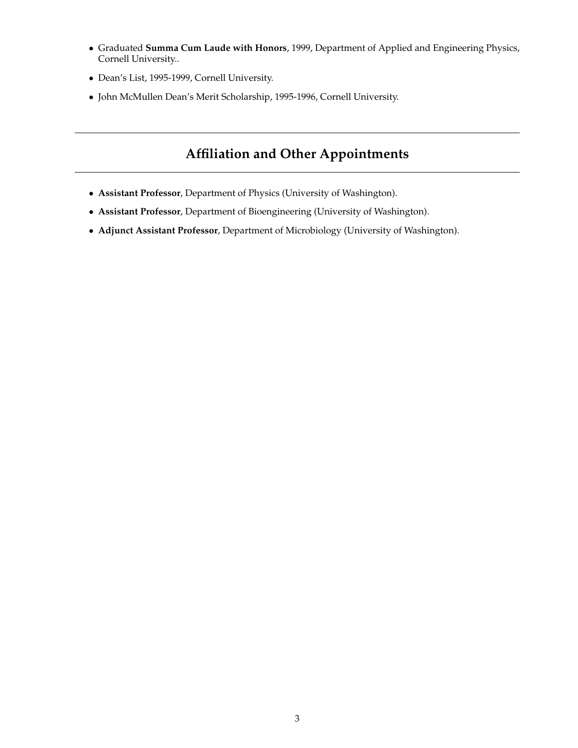- Graduated **Summa Cum Laude with Honors**, 1999, Department of Applied and Engineering Physics, Cornell University..
- Dean's List, 1995-1999, Cornell University.
- John McMullen Dean's Merit Scholarship, 1995-1996, Cornell University.

## Affiliation and Other Appointments

- **Assistant Professor**, Department of Physics (University of Washington).
- **Assistant Professor**, Department of Bioengineering (University of Washington).
- **Adjunct Assistant Professor**, Department of Microbiology (University of Washington).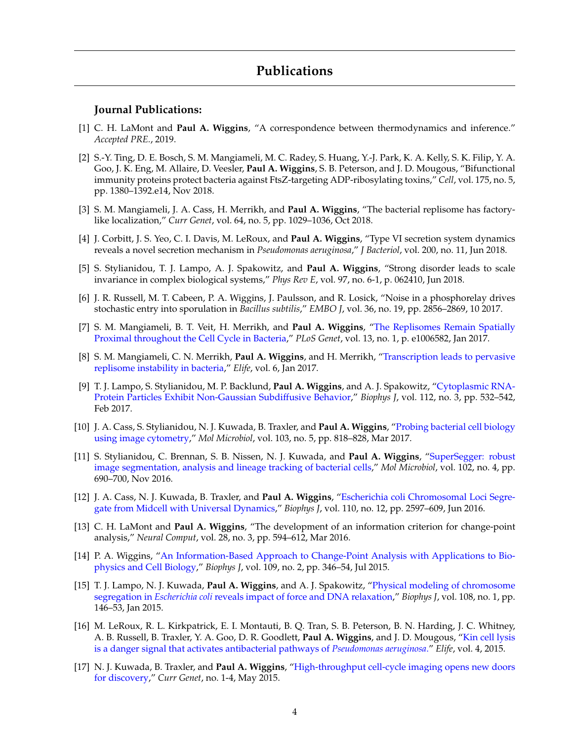## Publications

### Journal Publications:

[1] C. H. LaMont and **Paul A. Wiggins**, “A correspondence between thermodynamics and inference.” *Accepted PRE.*, 2019.

[2] S.-Y. Ting, D. E. Bosch, S. M. Mangiameli, M. C. Radey, S. Huang, Y.-J. Park, K. A. Kelly, S. K. Filip, Y. A. Goo, J. K. Eng, M. Allaire, D. Veesler, **Paul A. Wiggins**, S. B. Peterson, and J. D. Mougous, “Bifunctional immunity proteins protect bacteria against FtsZ-targeting ADP-ribosylating toxins,” *Cell*, vol. 175, no. 5, pp. 1380–1392.e14, Nov 2018.

[3] S. M. Mangiameli, J. A. Cass, H. Merrikh, and **Paul A. Wiggins**, “The bacterial replisome has factory-like localization,” *Curr Genet*, vol. 64, no. 5, pp. 1029–1036, Oct 2018.

[4] J. Corbitt, J. S. Yeo, C. I. Davis, M. LeRoux, and **Paul A. Wiggins**, “Type VI secretion system dynamics reveals a novel secretion mechanism in *Pseudomonas aeruginosa*,” *J Bacteriol*, vol. 200, no. 11, Jun 2018.

[5] S. Stylianidou, T. J. Lampo, A. J. Spakowitz, and **Paul A. Wiggins**, “Strong disorder leads to scale invariance in complex biological systems,” *Phys Rev E*, vol. 97, no. 6-1, p. 062410, Jun 2018.

[6] J. R. Russell, M. T. Cabeen, P. A. Wiggins, J. Paulsson, and R. Losick, “Noise in a phosphorelay drives stochastic entry into sporulation in *Bacillus subtilis*,” *EMBO J*, vol. 36, no. 19, pp. 2856–2869, 10 2017.

[7] S. M. Mangiameli, B. T. Veit, H. Merrikh, and **Paul A. Wiggins**, “The Replisomes Remain Spatially Proximal throughout the Cell Cycle in Bacteria,” *PLoS Genet*, vol. 13, no. 1, p. e1006582, Jan 2017.

[8] S. M. Mangiameli, C. N. Merrikh, **Paul A. Wiggins**, and H. Merrikh, “Transcription leads to pervasive replisome instability in bacteria,” *Elife*, vol. 6, Jan 2017.

[9] T. J. Lampo, S. Stylianidou, M. P. Backlund, **Paul A. Wiggins**, and A. J. Spakowitz, “Cytoplasmic RNA-Protein Particles Exhibit Non-Gaussian Subdiffusive Behavior,” *Biophys J*, vol. 112, no. 3, pp. 532–542, Feb 2017.

[10] J. A. Cass, S. Stylianidou, N. J. Kuwada, B. Traxler, and **Paul A. Wiggins**, “Probing bacterial cell biology using image cytometry,” *Mol Microbiol*, vol. 103, no. 5, pp. 818–828, Mar 2017.

[11] S. Stylianidou, C. Brennan, S. B. Nissen, N. J. Kuwada, and **Paul A. Wiggins**, “SuperSegger: robust image segmentation, analysis and lineage tracking of bacterial cells,” *Mol Microbiol*, vol. 102, no. 4, pp. 690–700, Nov 2016.

[12] J. A. Cass, N. J. Kuwada, B. Traxler, and **Paul A. Wiggins**, “Escherichia coli Chromosomal Loci Segregate from Midcell with Universal Dynamics,” *Biophys J*, vol. 110, no. 12, pp. 2597–609, Jun 2016.

[13] C. H. LaMont and **Paul A. Wiggins**, “The development of an information criterion for change-point analysis,” *Neural Comput*, vol. 28, no. 3, pp. 594–612, Mar 2016.

[14] P. A. Wiggins, “An Information-Based Approach to Change-Point Analysis with Applications to Biophysics and Cell Biology,” *Biophys J*, vol. 109, no. 2, pp. 346–54, Jul 2015.

[15] T. J. Lampo, N. J. Kuwada, **Paul A. Wiggins**, and A. J. Spakowitz, “Physical modeling of chromosome segregation in *Escherichia coli* reveals impact of force and DNA relaxation,” *Biophys J*, vol. 108, no. 1, pp. 146–53, Jan 2015.

[16] M. LeRoux, R. L. Kirkpatrick, E. I. Montauti, B. Q. Tran, S. B. Peterson, B. N. Harding, J. C. Whitney, A. B. Russell, B. Traxler, Y. A. Goo, D. R. Goodlett, **Paul A. Wiggins**, and J. D. Mougous, “Kin cell lysis is a danger signal that activates antibacterial pathways of *Pseudomonas aeruginosa*.” *Elife*, vol. 4, 2015.

[17] N. J. Kuwada, B. Traxler, and **Paul A. Wiggins**, “High-throughput cell-cycle imaging opens new doors for discovery,” *Curr Genet*, no. 1-4, May 2015.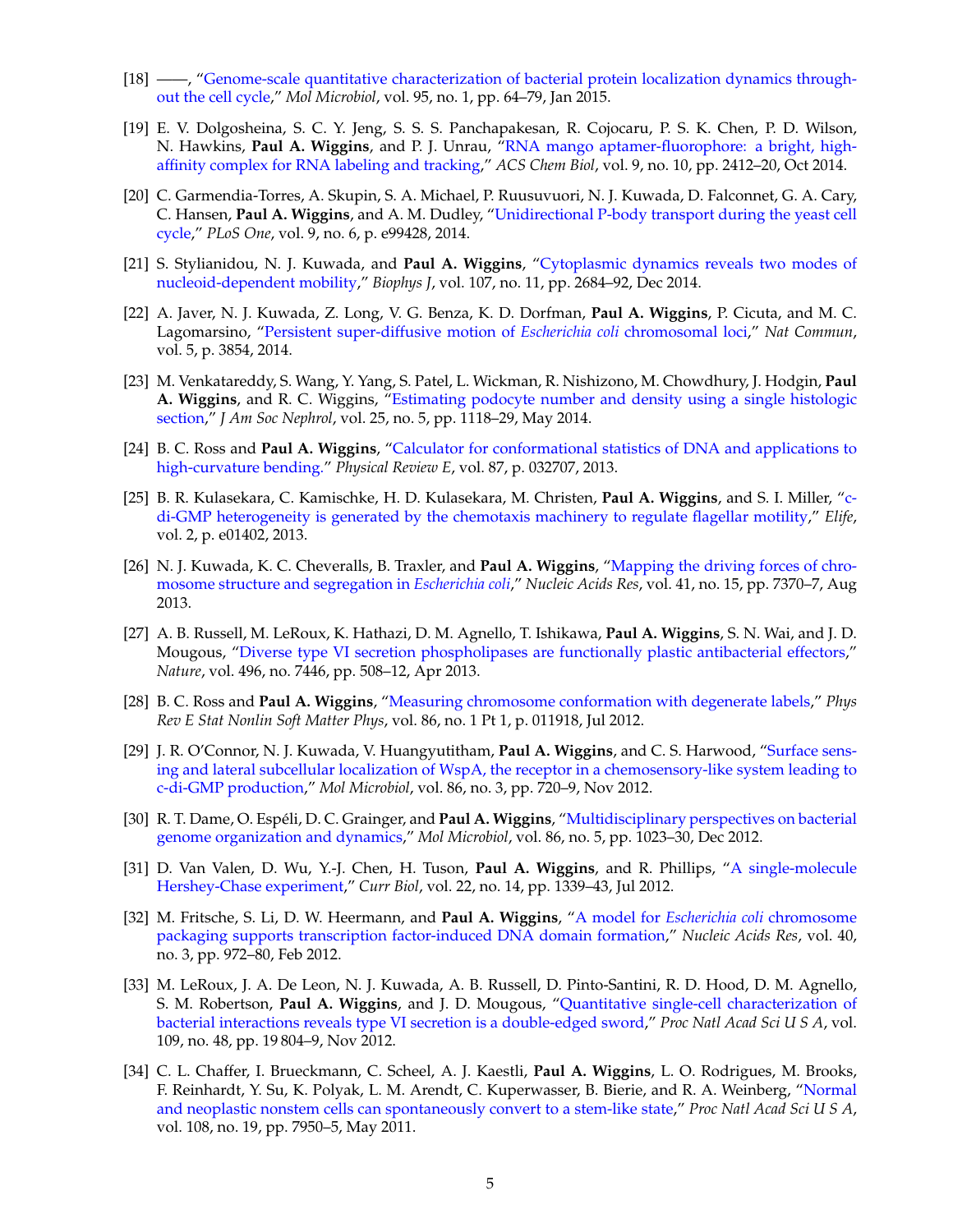[18] ——, "Genome-scale quantitative characterization of bacterial protein localization dynamics throughout the cell cycle," *Mol Microbiol*, vol. 95, no. 1, pp. 64–79, Jan 2015.

[19] E. V. Dolgosheina, S. C. Y. Jeng, S. S. S. Panchapakesan, R. Cojocaru, P. S. K. Chen, P. D. Wilson, N. Hawkins, **Paul A. Wiggins**, and P. J. Unrau, "RNA mango aptamer-fluorophore: a bright, high-affinity complex for RNA labeling and tracking," *ACS Chem Biol*, vol. 9, no. 10, pp. 2412–20, Oct 2014.

[20] C. Garmendia-Torres, A. Skupin, S. A. Michael, P. Ruusuvuori, N. J. Kuwada, D. Falconnet, G. A. Cary, C. Hansen, **Paul A. Wiggins**, and A. M. Dudley, "Unidirectional P-body transport during the yeast cell cycle," *PLoS One*, vol. 9, no. 6, p. e99428, 2014.

[21] S. Stylianidou, N. J. Kuwada, and **Paul A. Wiggins**, "Cytoplasmic dynamics reveals two modes of nucleoid-dependent mobility," *Biophys J*, vol. 107, no. 11, pp. 2684–92, Dec 2014.

[22] A. Javer, N. J. Kuwada, Z. Long, V. G. Benza, K. D. Dorfman, **Paul A. Wiggins**, P. Cicuta, and M. C. Lagomarsino, "Persistent super-diffusive motion of *Escherichia coli* chromosomal loci," *Nat Commun*, vol. 5, p. 3854, 2014.

[23] M. Venkatareddy, S. Wang, Y. Yang, S. Patel, L. Wickman, R. Nishizono, M. Chowdhury, J. Hodgin, **Paul A. Wiggins**, and R. C. Wiggins, "Estimating podocyte number and density using a single histologic section," *J Am Soc Nephrol*, vol. 25, no. 5, pp. 1118–29, May 2014.

[24] B. C. Ross and **Paul A. Wiggins**, "Calculator for conformational statistics of DNA and applications to high-curvature bending." *Physical Review E*, vol. 87, p. 032707, 2013.

[25] B. R. Kulasekara, C. Kamischke, H. D. Kulasekara, M. Christen, **Paul A. Wiggins**, and S. I. Miller, "c-di-GMP heterogeneity is generated by the chemotaxis machinery to regulate flagellar motility," *Elife*, vol. 2, p. e01402, 2013.

[26] N. J. Kuwada, K. C. Cheveralls, B. Traxler, and **Paul A. Wiggins**, "Mapping the driving forces of chromosome structure and segregation in *Escherichia coli*," *Nucleic Acids Res*, vol. 41, no. 15, pp. 7370–7, Aug 2013.

[27] A. B. Russell, M. LeRoux, K. Hathazi, D. M. Agnello, T. Ishikawa, **Paul A. Wiggins**, S. N. Wai, and J. D. Mougous, "Diverse type VI secretion phospholipases are functionally plastic antibacterial effectors," *Nature*, vol. 496, no. 7446, pp. 508–12, Apr 2013.

[28] B. C. Ross and **Paul A. Wiggins**, "Measuring chromosome conformation with degenerate labels," *Phys Rev E Stat Nonlin Soft Matter Phys*, vol. 86, no. 1 Pt 1, p. 011918, Jul 2012.

[29] J. R. O'Connor, N. J. Kuwada, V. Huangyutitham, **Paul A. Wiggins**, and C. S. Harwood, "Surface sensing and lateral subcellular localization of WspA, the receptor in a chemosensory-like system leading to c-di-GMP production," *Mol Microbiol*, vol. 86, no. 3, pp. 720–9, Nov 2012.

[30] R. T. Dame, O. Espéli, D. C. Grainger, and **Paul A. Wiggins**, "Multidisciplinary perspectives on bacterial genome organization and dynamics," *Mol Microbiol*, vol. 86, no. 5, pp. 1023–30, Dec 2012.

[31] D. Van Valen, D. Wu, Y.-J. Chen, H. Tuson, **Paul A. Wiggins**, and R. Phillips, "A single-molecule Hershey-Chase experiment," *Curr Biol*, vol. 22, no. 14, pp. 1339–43, Jul 2012.

[32] M. Fritsche, S. Li, D. W. Heermann, and **Paul A. Wiggins**, "A model for *Escherichia coli* chromosome packaging supports transcription factor-induced DNA domain formation," *Nucleic Acids Res*, vol. 40, no. 3, pp. 972–80, Feb 2012.

[33] M. LeRoux, J. A. De Leon, N. J. Kuwada, A. B. Russell, D. Pinto-Santini, R. D. Hood, D. M. Agnello, S. M. Robertson, **Paul A. Wiggins**, and J. D. Mougous, "Quantitative single-cell characterization of bacterial interactions reveals type VI secretion is a double-edged sword," *Proc Natl Acad Sci U S A*, vol. 109, no. 48, pp. 19 804–9, Nov 2012.

[34] C. L. Chaffer, I. Brueckmann, C. Scheel, A. J. Kaestli, **Paul A. Wiggins**, L. O. Rodrigues, M. Brooks, F. Reinhardt, Y. Su, K. Polyak, L. M. Arendt, C. Kuperwasser, B. Bierie, and R. A. Weinberg, "Normal and neoplastic nonstem cells can spontaneously convert to a stem-like state," *Proc Natl Acad Sci U S A*, vol. 108, no. 19, pp. 7950–5, May 2011.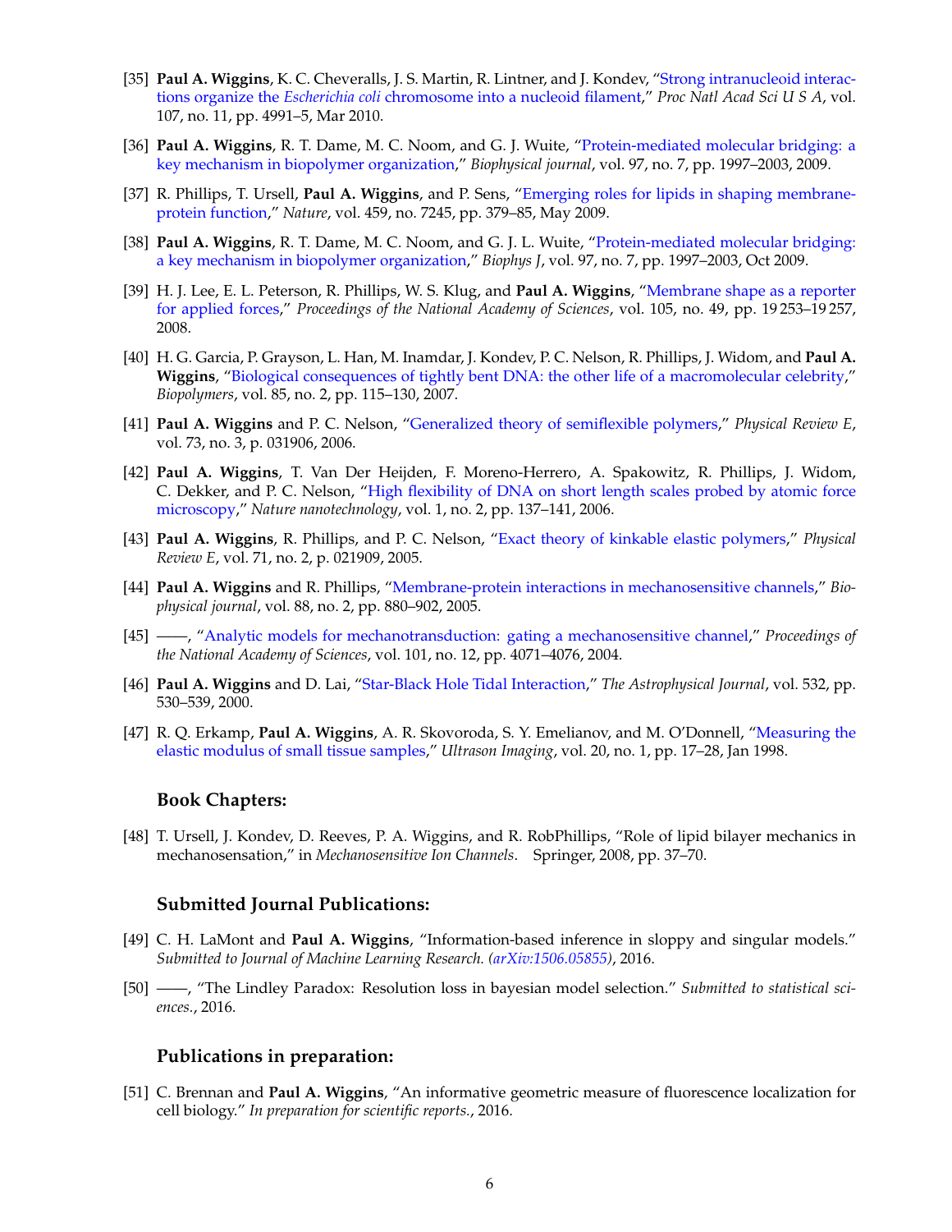[35] **Paul A. Wiggins**, K. C. Cheveralls, J. S. Martin, R. Lintner, and J. Kondev, "Strong intranucleoid interactions organize the *Escherichia coli* chromosome into a nucleoid filament," *Proc Natl Acad Sci U S A*, vol. 107, no. 11, pp. 4991–5, Mar 2010.

[36] **Paul A. Wiggins**, R. T. Dame, M. C. Noom, and G. J. Wuite, "Protein-mediated molecular bridging: a key mechanism in biopolymer organization," *Biophysical journal*, vol. 97, no. 7, pp. 1997–2003, 2009.

[37] R. Phillips, T. Ursell, **Paul A. Wiggins**, and P. Sens, "Emerging roles for lipids in shaping membrane-protein function," *Nature*, vol. 459, no. 7245, pp. 379–85, May 2009.

[38] **Paul A. Wiggins**, R. T. Dame, M. C. Noom, and G. J. L. Wuite, "Protein-mediated molecular bridging: a key mechanism in biopolymer organization," *Biophys J*, vol. 97, no. 7, pp. 1997–2003, Oct 2009.

[39] H. J. Lee, E. L. Peterson, R. Phillips, W. S. Klug, and **Paul A. Wiggins**, "Membrane shape as a reporter for applied forces," *Proceedings of the National Academy of Sciences*, vol. 105, no. 49, pp. 19 253–19 257, 2008.

[40] H. G. Garcia, P. Grayson, L. Han, M. Inamdar, J. Kondev, P. C. Nelson, R. Phillips, J. Widom, and **Paul A. Wiggins**, "Biological consequences of tightly bent DNA: the other life of a macromolecular celebrity," *Biopolymers*, vol. 85, no. 2, pp. 115–130, 2007.

[41] **Paul A. Wiggins** and P. C. Nelson, "Generalized theory of semiflexible polymers," *Physical Review E*, vol. 73, no. 3, p. 031906, 2006.

[42] **Paul A. Wiggins**, T. Van Der Heijden, F. Moreno-Herrero, A. Spakowitz, R. Phillips, J. Widom, C. Dekker, and P. C. Nelson, "High flexibility of DNA on short length scales probed by atomic force microscopy," *Nature nanotechnology*, vol. 1, no. 2, pp. 137–141, 2006.

[43] **Paul A. Wiggins**, R. Phillips, and P. C. Nelson, "Exact theory of kinkable elastic polymers," *Physical Review E*, vol. 71, no. 2, p. 021909, 2005.

[44] **Paul A. Wiggins** and R. Phillips, "Membrane-protein interactions in mechanosensitive channels," *Biophysical journal*, vol. 88, no. 2, pp. 880–902, 2005.

[45] ——, "Analytic models for mechanotransduction: gating a mechanosensitive channel," *Proceedings of the National Academy of Sciences*, vol. 101, no. 12, pp. 4071–4076, 2004.

[46] **Paul A. Wiggins** and D. Lai, "Star-Black Hole Tidal Interaction," *The Astrophysical Journal*, vol. 532, pp. 530–539, 2000.

[47] R. Q. Erkamp, **Paul A. Wiggins**, A. R. Skovoroda, S. Y. Emelianov, and M. O'Donnell, "Measuring the elastic modulus of small tissue samples," *Ultrason Imaging*, vol. 20, no. 1, pp. 17–28, Jan 1998.

### Book Chapters:

[48] T. Ursell, J. Kondev, D. Reeves, P. A. Wiggins, and R. RobPhillips, "Role of lipid bilayer mechanics in mechanosensation," in *Mechanosensitive Ion Channels*. Springer, 2008, pp. 37–70.

### Submitted Journal Publications:

[49] C. H. LaMont and **Paul A. Wiggins**, "Information-based inference in sloppy and singular models." *Submitted to Journal of Machine Learning Research. (arXiv:1506.05855)*, 2016.

[50] ——, "The Lindley Paradox: Resolution loss in bayesian model selection." *Submitted to statistical sciences.*, 2016.

### Publications in preparation:

[51] C. Brennan and **Paul A. Wiggins**, "An informative geometric measure of fluorescence localization for cell biology." *In preparation for scientific reports.*, 2016.